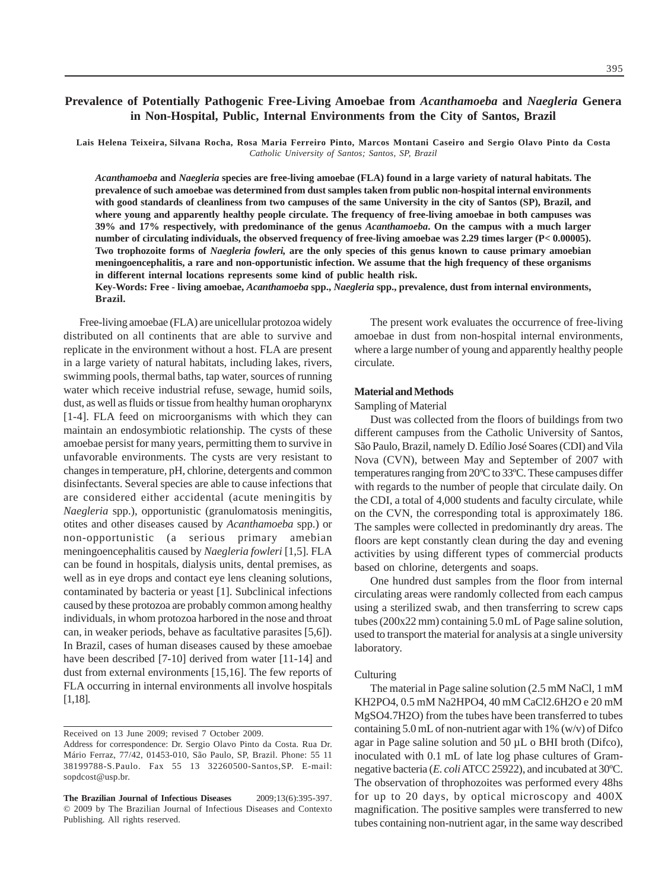# Prevalence of Potentially Pathogenic Free-Living Amoebae from *Acanthamoeba* and *Naegleria* Genera in Non-Hospital, Public, Internal Environments from the City of Santos, Brazil

**Lais Helena Teixeira, Silvana Rocha, Rosa Maria Ferreiro Pinto, Marcos Montani Caseiro and Sergio Olavo Pinto da Costa**
*Catholic University of Santos; Santos, SP, Brazil*

***Acanthamoeba* and *Naegleria* species are free-living amoebae (FLA) found in a large variety of natural habitats. The prevalence of such amoebae was determined from dust samples taken from public non-hospital internal environments with good standards of cleanliness from two campuses of the same University in the city of Santos (SP), Brazil, and where young and apparently healthy people circulate. The frequency of free-living amoebae in both campuses was 39% and 17% respectively, with predominance of the genus *Acanthamoeba*. On the campus with a much larger number of circulating individuals, the observed frequency of free-living amoebae was 2.29 times larger (P< 0.00005). Two trophozoite forms of *Naegleria fowleri,* are the only species of this genus known to cause primary amoebian meningoencephalitis, a rare and non-opportunistic infection. We assume that the high frequency of these organisms in different internal locations represents some kind of public health risk.**

**Key-Words: Free - living amoebae, *Acanthamoeba* spp., *Naegleria* spp., prevalence, dust from internal environments, Brazil.**

Free-living amoebae (FLA) are unicellular protozoa widely distributed on all continents that are able to survive and replicate in the environment without a host. FLA are present in a large variety of natural habitats, including lakes, rivers, swimming pools, thermal baths, tap water, sources of running water which receive industrial refuse, sewage, humid soils, dust, as well as fluids or tissue from healthy human oropharynx [1-4]. FLA feed on microorganisms with which they can maintain an endosymbiotic relationship. The cysts of these amoebae persist for many years, permitting them to survive in unfavorable environments. The cysts are very resistant to changes in temperature, pH, chlorine, detergents and common disinfectants. Several species are able to cause infections that are considered either accidental (acute meningitis by *Naegleria* spp.), opportunistic (granulomatosis meningitis, otites and other diseases caused by *Acanthamoeba* spp.) or non-opportunistic (a serious primary amebian meningoencephalitis caused by *Naegleria fowleri* [1,5]. FLA can be found in hospitals, dialysis units, dental premises, as well as in eye drops and contact eye lens cleaning solutions, contaminated by bacteria or yeast [1]. Subclinical infections caused by these protozoa are probably common among healthy individuals, in whom protozoa harbored in the nose and throat can, in weaker periods, behave as facultative parasites [5,6]). In Brazil, cases of human diseases caused by these amoebae have been described [7-10] derived from water [11-14] and dust from external environments [15,16]. The few reports of FLA occurring in internal environments all involve hospitals [1,18].

Received on 13 June 2009; revised 7 October 2009.
Address for correspondence: Dr. Sergio Olavo Pinto da Costa. Rua Dr. Mário Ferraz, 77/42, 01453-010, São Paulo, SP, Brazil. Phone: 55 11 38199788-S.Paulo. Fax 55 13 32260500-Santos,SP. E-mail: sopdcost@usp.br.

**The Brazilian Journal of Infectious Diseases** 2009;13(6):395-397.
© 2009 by The Brazilian Journal of Infectious Diseases and Contexto Publishing. All rights reserved.

The present work evaluates the occurrence of free-living amoebae in dust from non-hospital internal environments, where a large number of young and apparently healthy people circulate.

## Material and Methods

### Sampling of Material

Dust was collected from the floors of buildings from two different campuses from the Catholic University of Santos, São Paulo, Brazil, namely D. Edílio José Soares (CDI) and Vila Nova (CVN), between May and September of 2007 with temperatures ranging from 20ºC to 33ºC. These campuses differ with regards to the number of people that circulate daily. On the CDI, a total of 4,000 students and faculty circulate, while on the CVN, the corresponding total is approximately 186. The samples were collected in predominantly dry areas. The floors are kept constantly clean during the day and evening activities by using different types of commercial products based on chlorine, detergents and soaps.

One hundred dust samples from the floor from internal circulating areas were randomly collected from each campus using a sterilized swab, and then transferring to screw caps tubes (200x22 mm) containing 5.0 mL of Page saline solution, used to transport the material for analysis at a single university laboratory.

### Culturing

The material in Page saline solution (2.5 mM NaCl, 1 mM $KH_2PO_4$, 0.5 mM $Na_2HPO_4$, 40 mM $CaCl_2.6H_2O$ e 20 mM $MgSO_4.7H_2O$) from the tubes have been transferred to tubes containing 5.0 mL of non-nutrient agar with 1% (w/v) of Difco agar in Page saline solution and 50 µL o BHI broth (Difco), inoculated with 0.1 mL of late log phase cultures of Gram-negative bacteria (*E. coli* ATCC 25922), and incubated at 30ºC. The observation of throphozoites was performed every 48hs for up to 20 days, by optical microscopy and 400X magnification. The positive samples were transferred to new tubes containing non-nutrient agar, in the same way described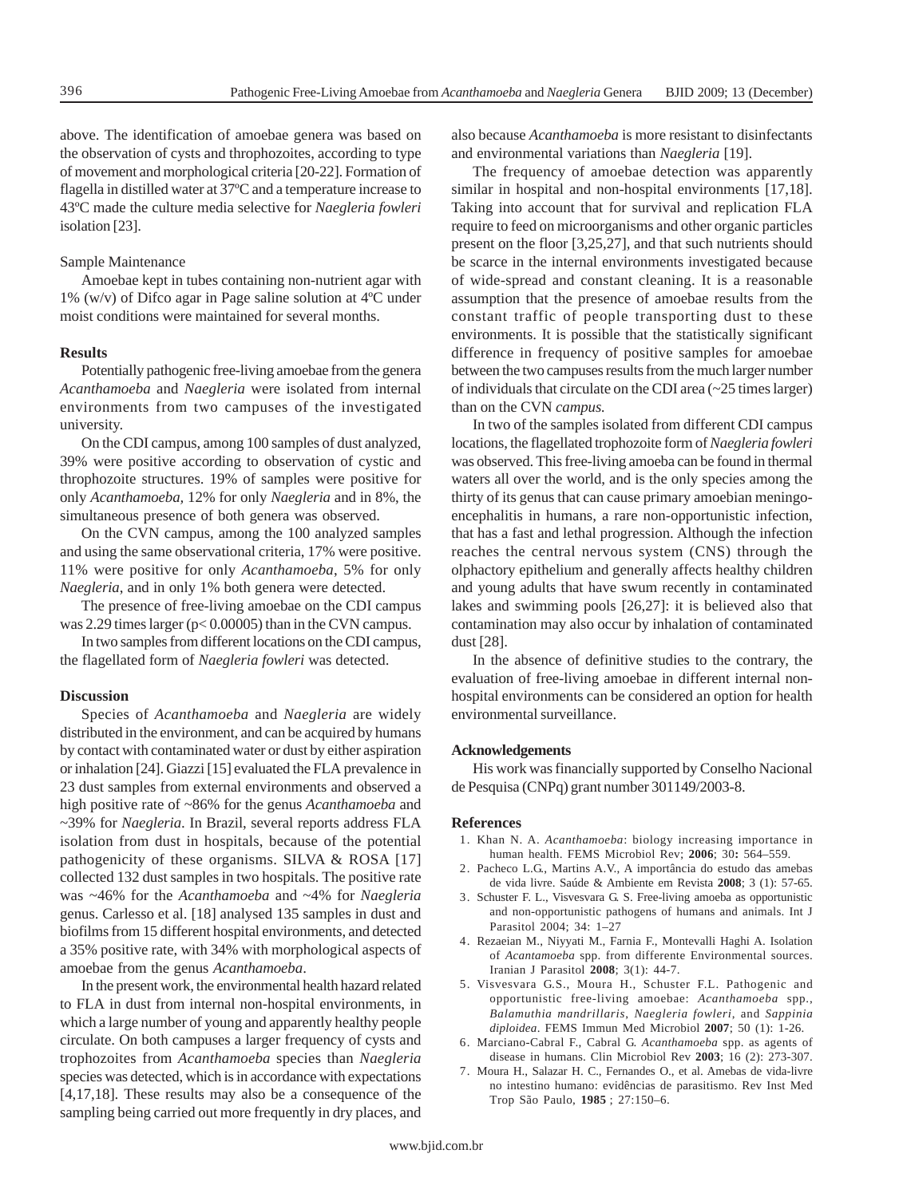above. The identification of amoebae genera was based on the observation of cysts and throphozoites, according to type of movement and morphological criteria [20-22]. Formation of flagella in distilled water at 37ºC and a temperature increase to 43ºC made the culture media selective for *Naegleria fowleri* isolation [23].

Sample Maintenance

Amoebae kept in tubes containing non-nutrient agar with 1% (w/v) of Difco agar in Page saline solution at 4ºC under moist conditions were maintained for several months.

**Results**

Potentially pathogenic free-living amoebae from the genera *Acanthamoeba* and *Naegleria* were isolated from internal environments from two campuses of the investigated university.

On the CDI campus, among 100 samples of dust analyzed, 39% were positive according to observation of cystic and throphozoite structures. 19% of samples were positive for only *Acanthamoeba*, 12% for only *Naegleria* and in 8%, the simultaneous presence of both genera was observed.

On the CVN campus, among the 100 analyzed samples and using the same observational criteria, 17% were positive. 11% were positive for only *Acanthamoeba*, 5% for only *Naegleria*, and in only 1% both genera were detected.

The presence of free-living amoebae on the CDI campus was 2.29 times larger ($p < 0.00005$) than in the CVN campus.

In two samples from different locations on the CDI campus, the flagellated form of *Naegleria fowleri* was detected.

**Discussion**

Species of *Acanthamoeba* and *Naegleria* are widely distributed in the environment, and can be acquired by humans by contact with contaminated water or dust by either aspiration or inhalation [24]. Giazzi [15] evaluated the FLA prevalence in 23 dust samples from external environments and observed a high positive rate of ~86% for the genus *Acanthamoeba* and ~39% for *Naegleria*. In Brazil, several reports address FLA isolation from dust in hospitals, because of the potential pathogenicity of these organisms. SILVA & ROSA [17] collected 132 dust samples in two hospitals. The positive rate was ~46% for the *Acanthamoeba* and ~4% for *Naegleria* genus. Carlesso et al. [18] analysed 135 samples in dust and biofilms from 15 different hospital environments, and detected a 35% positive rate, with 34% with morphological aspects of amoebae from the genus *Acanthamoeba*.

In the present work, the environmental health hazard related to FLA in dust from internal non-hospital environments, in which a large number of young and apparently healthy people circulate. On both campuses a larger frequency of cysts and trophozoites from *Acanthamoeba* species than *Naegleria* species was detected, which is in accordance with expectations [4,17,18]. These results may also be a consequence of the sampling being carried out more frequently in dry places, and also because *Acanthamoeba* is more resistant to disinfectants and environmental variations than *Naegleria* [19].

The frequency of amoebae detection was apparently similar in hospital and non-hospital environments [17,18]. Taking into account that for survival and replication FLA require to feed on microorganisms and other organic particles present on the floor [3,25,27], and that such nutrients should be scarce in the internal environments investigated because of wide-spread and constant cleaning. It is a reasonable assumption that the presence of amoebae results from the constant traffic of people transporting dust to these environments. It is possible that the statistically significant difference in frequency of positive samples for amoebae between the two campuses results from the much larger number of individuals that circulate on the CDI area (~25 times larger) than on the CVN *campus.*

In two of the samples isolated from different CDI campus locations, the flagellated trophozoite form of *Naegleria fowleri* was observed. This free-living amoeba can be found in thermal waters all over the world, and is the only species among the thirty of its genus that can cause primary amoebian meningo-encephalitis in humans, a rare non-opportunistic infection, that has a fast and lethal progression. Although the infection reaches the central nervous system (CNS) through the olphactory epithelium and generally affects healthy children and young adults that have swum recently in contaminated lakes and swimming pools [26,27]: it is believed also that contamination may also occur by inhalation of contaminated dust [28].

In the absence of definitive studies to the contrary, the evaluation of free-living amoebae in different internal non-hospital environments can be considered an option for health environmental surveillance.

**Acknowledgements**

His work was financially supported by Conselho Nacional de Pesquisa (CNPq) grant number 301149/2003-8.

**References**

1. Khan N. A. *Acanthamoeba*: biology increasing importance in human health. FEMS Microbiol Rev; **2006**; 30**:** 564–559.
2. Pacheco L.G., Martins A.V., A importância do estudo das amebas de vida livre. Saúde & Ambiente em Revista **2008**; 3 (1): 57-65.
3. Schuster F. L., Visvesvara G. S. Free-living amoeba as opportunistic and non-opportunistic pathogens of humans and animals. Int J Parasitol 2004; 34: 1–27
4. Rezaeian M., Niyyati M., Farnia F., Montevalli Haghi A. Isolation of *Acantamoeba* spp. from differente Environmental sources. Iranian J Parasitol **2008**; 3(1): 44-7.
5. Visvesvara G.S., Moura H., Schuster F.L. Pathogenic and opportunistic free-living amoebae: *Acanthamoeba* spp., *Balamuthia mandrillaris*, *Naegleria fowleri*, and *Sappinia diploidea*. FEMS Immun Med Microbiol **2007**; 50 (1): 1-26.
6. Marciano-Cabral F., Cabral G. *Acanthamoeba* spp. as agents of disease in humans. Clin Microbiol Rev **2003**; 16 (2): 273-307.
7. Moura H., Salazar H. C., Fernandes O., et al. Amebas de vida-livre no intestino humano: evidências de parasitismo. Rev Inst Med Trop São Paulo, **1985** ; 27:150–6.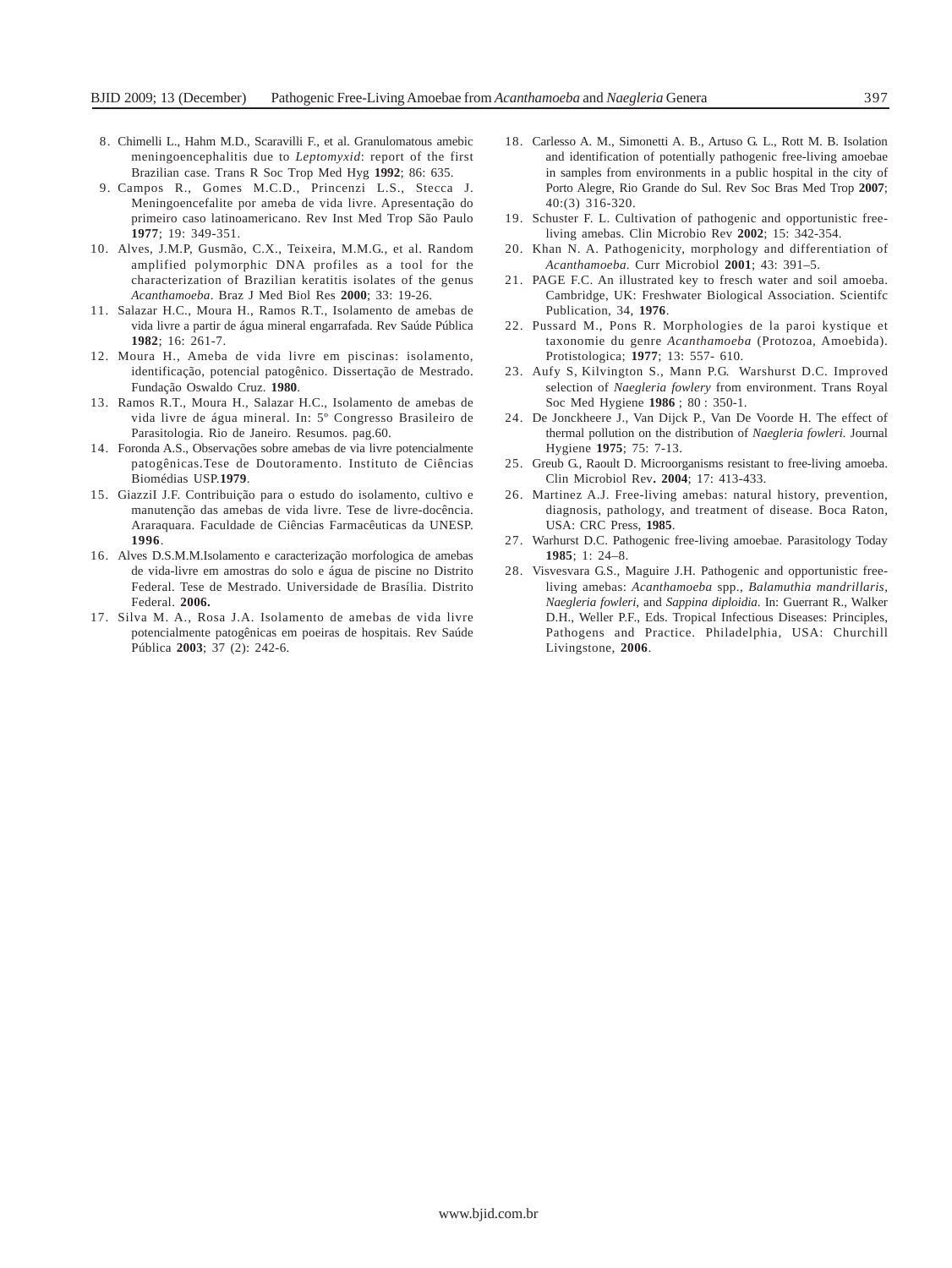8. Chimelli L., Hahm M.D., Scaravilli F., et al. Granulomatous amebic meningoencephalitis due to *Leptomyxid*: report of the first Brazilian case. Trans R Soc Trop Med Hyg **1992**; 86: 635.
9. Campos R., Gomes M.C.D., Princenzi L.S., Stecca J. Meningoencefalite por ameba de vida livre. Apresentação do primeiro caso latinoamericano. Rev Inst Med Trop São Paulo **1977**; 19: 349-351.
10. Alves, J.M.P, Gusmão, C.X., Teixeira, M.M.G., et al. Random amplified polymorphic DNA profiles as a tool for the characterization of Brazilian keratitis isolates of the genus *Acanthamoeba*. Braz J Med Biol Res **2000**; 33: 19-26.
11. Salazar H.C., Moura H., Ramos R.T., Isolamento de amebas de vida livre a partir de água mineral engarrafada. Rev Saúde Pública **1982**; 16: 261-7.
12. Moura H., Ameba de vida livre em piscinas: isolamento, identificação, potencial patogênico. Dissertação de Mestrado. Fundação Oswaldo Cruz. **1980**.
13. Ramos R.T., Moura H., Salazar H.C., Isolamento de amebas de vida livre de água mineral. In: 5º Congresso Brasileiro de Parasitologia. Rio de Janeiro. Resumos. pag.60.
14. Foronda A.S., Observações sobre amebas de via livre potencialmente patogênicas.Tese de Doutoramento. Instituto de Ciências Biomédias USP.**1979**.
15. GiazziI J.F. Contribuição para o estudo do isolamento, cultivo e manutenção das amebas de vida livre. Tese de livre-docência. Araraquara. Faculdade de Ciências Farmacêuticas da UNESP. **1996**.
16. Alves D.S.M.M.Isolamento e caracterização morfologica de amebas de vida-livre em amostras do solo e água de piscine no Distrito Federal. Tese de Mestrado. Universidade de Brasília. Distrito Federal. **2006.**
17. Silva M. A., Rosa J.A. Isolamento de amebas de vida livre potencialmente patogênicas em poeiras de hospitais. Rev Saúde Pública **2003**; 37 (2): 242-6.
18. Carlesso A. M., Simonetti A. B., Artuso G. L., Rott M. B. Isolation and identification of potentially pathogenic free-living amoebae in samples from environments in a public hospital in the city of Porto Alegre, Rio Grande do Sul. Rev Soc Bras Med Trop **2007**; 40:(3) 316-320.
19. Schuster F. L. Cultivation of pathogenic and opportunistic free-living amebas. Clin Microbio Rev **2002**; 15: 342-354.
20. Khan N. A. Pathogenicity, morphology and differentiation of *Acanthamoeba*. Curr Microbiol **2001**; 43: 391–5.
21. PAGE F.C. An illustrated key to fresch water and soil amoeba. Cambridge, UK: Freshwater Biological Association. Scientifc Publication, 34, **1976**.
22. Pussard M., Pons R. Morphologies de la paroi kystique et taxonomie du genre *Acanthamoeba* (Protozoa, Amoebida). Protistologica; **1977**; 13: 557- 610.
23. Aufy S, Kilvington S., Mann P.G. Warshurst D.C. Improved selection of *Naegleria fowlery* from environment. Trans Royal Soc Med Hygiene **1986** ; 80 : 350-1.
24. De Jonckheere J., Van Dijck P., Van De Voorde H. The effect of thermal pollution on the distribution of *Naegleria fowleri.* Journal Hygiene **1975**; 75: 7-13.
25. Greub G., Raoult D. Microorganisms resistant to free-living amoeba. Clin Microbiol Rev**. 2004**; 17: 413-433.
26. Martinez A.J. Free-living amebas: natural history, prevention, diagnosis, pathology, and treatment of disease. Boca Raton, USA: CRC Press, **1985**.
27. Warhurst D.C. Pathogenic free-living amoebae. Parasitology Today **1985**; 1: 24–8.
28. Visvesvara G.S., Maguire J.H. Pathogenic and opportunistic free-living amebas: *Acanthamoeba* spp., *Balamuthia mandrillaris*, *Naegleria fowleri*, and *Sappina diploidia*. In: Guerrant R., Walker D.H., Weller P.F., Eds. Tropical Infectious Diseases: Principles, Pathogens and Practice. Philadelphia, USA: Churchill Livingstone, **2006**.